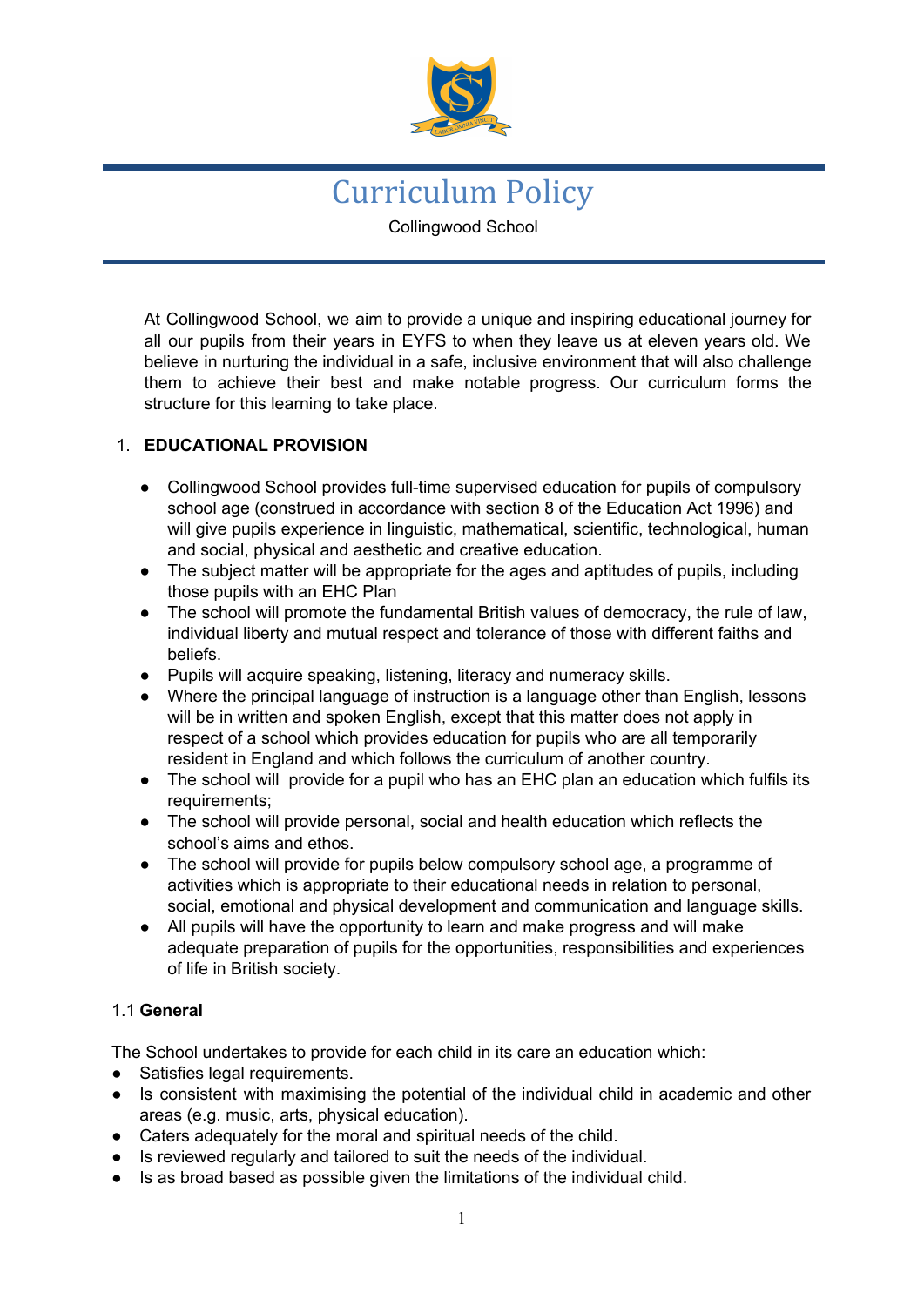# Curriculum Policy

Collingwood School

At Collingwood School, we aim to provide a unique and inspiring educational journey for all our pupils from their years in EYFS to when they leave us at eleven years old. We believe in nurturing the individual in a safe, inclusive environment that will also challenge them to achieve their best and make notable progress. Our curriculum forms the structure for this learning to take place.

## 1. EDUCATIONAL PROVISION

- Collingwood School provides full-time supervised education for pupils of compulsory school age (construed in accordance with section 8 of the Education Act 1996) and will give pupils experience in linguistic, mathematical, scientific, technological, human and social, physical and aesthetic and creative education.
- The subject matter will be appropriate for the ages and aptitudes of pupils, including those pupils with an EHC Plan
- The school will promote the fundamental British values of democracy, the rule of law, individual liberty and mutual respect and tolerance of those with different faiths and beliefs.
- Pupils will acquire speaking, listening, literacy and numeracy skills.
- Where the principal language of instruction is a language other than English, lessons will be in written and spoken English, except that this matter does not apply in respect of a school which provides education for pupils who are all temporarily resident in England and which follows the curriculum of another country.
- The school will provide for a pupil who has an EHC plan an education which fulfils its requirements;
- The school will provide personal, social and health education which reflects the school's aims and ethos.
- The school will provide for pupils below compulsory school age, a programme of activities which is appropriate to their educational needs in relation to personal, social, emotional and physical development and communication and language skills.
- All pupils will have the opportunity to learn and make progress and will make adequate preparation of pupils for the opportunities, responsibilities and experiences of life in British society.

### 1.1 General

The School undertakes to provide for each child in its care an education which:

- Satisfies legal requirements.
- Is consistent with maximising the potential of the individual child in academic and other areas (e.g. music, arts, physical education).
- Caters adequately for the moral and spiritual needs of the child.
- Is reviewed regularly and tailored to suit the needs of the individual.
- Is as broad based as possible given the limitations of the individual child.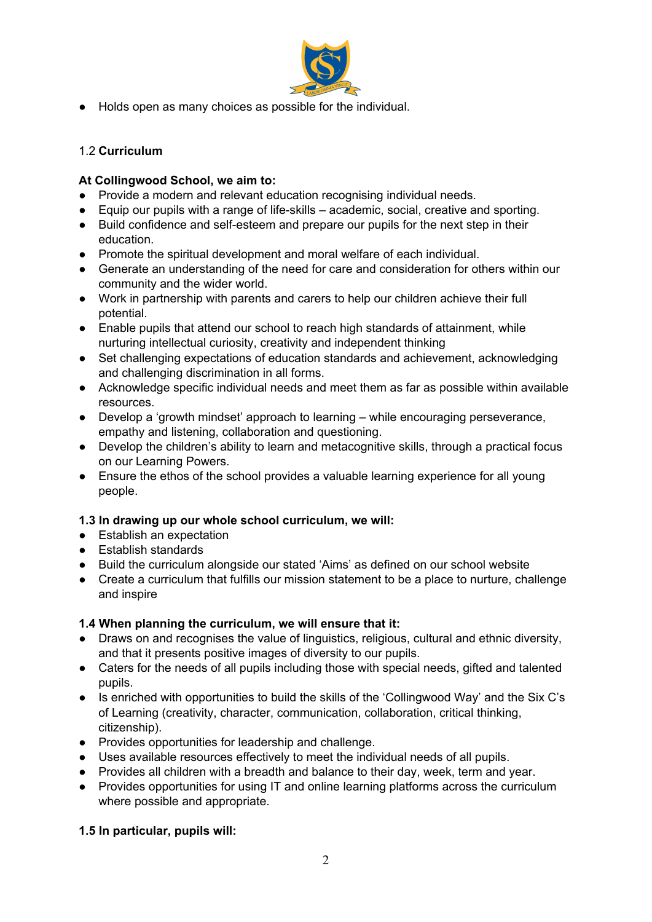- Holds open as many choices as possible for the individual.

### 1.2 **Curriculum**

**At Collingwood School, we aim to:**

- Provide a modern and relevant education recognising individual needs.
- Equip our pupils with a range of life-skills – academic, social, creative and sporting.
- Build confidence and self-esteem and prepare our pupils for the next step in their education.
- Promote the spiritual development and moral welfare of each individual.
- Generate an understanding of the need for care and consideration for others within our community and the wider world.
- Work in partnership with parents and carers to help our children achieve their full potential.
- Enable pupils that attend our school to reach high standards of attainment, while nurturing intellectual curiosity, creativity and independent thinking
- Set challenging expectations of education standards and achievement, acknowledging and challenging discrimination in all forms.
- Acknowledge specific individual needs and meet them as far as possible within available resources.
- Develop a 'growth mindset' approach to learning – while encouraging perseverance, empathy and listening, collaboration and questioning.
- Develop the children's ability to learn and metacognitive skills, through a practical focus on our Learning Powers.
- Ensure the ethos of the school provides a valuable learning experience for all young people.

### 1.3 In drawing up our whole school curriculum, we will:

- Establish an expectation
- Establish standards
- Build the curriculum alongside our stated 'Aims' as defined on our school website
- Create a curriculum that fulfills our mission statement to be a place to nurture, challenge and inspire

### 1.4 When planning the curriculum, we will ensure that it:

- Draws on and recognises the value of linguistics, religious, cultural and ethnic diversity, and that it presents positive images of diversity to our pupils.
- Caters for the needs of all pupils including those with special needs, gifted and talented pupils.
- Is enriched with opportunities to build the skills of the 'Collingwood Way' and the Six C's of Learning (creativity, character, communication, collaboration, critical thinking, citizenship).
- Provides opportunities for leadership and challenge.
- Uses available resources effectively to meet the individual needs of all pupils.
- Provides all children with a breadth and balance to their day, week, term and year.
- Provides opportunities for using IT and online learning platforms across the curriculum where possible and appropriate.

### 1.5 In particular, pupils will: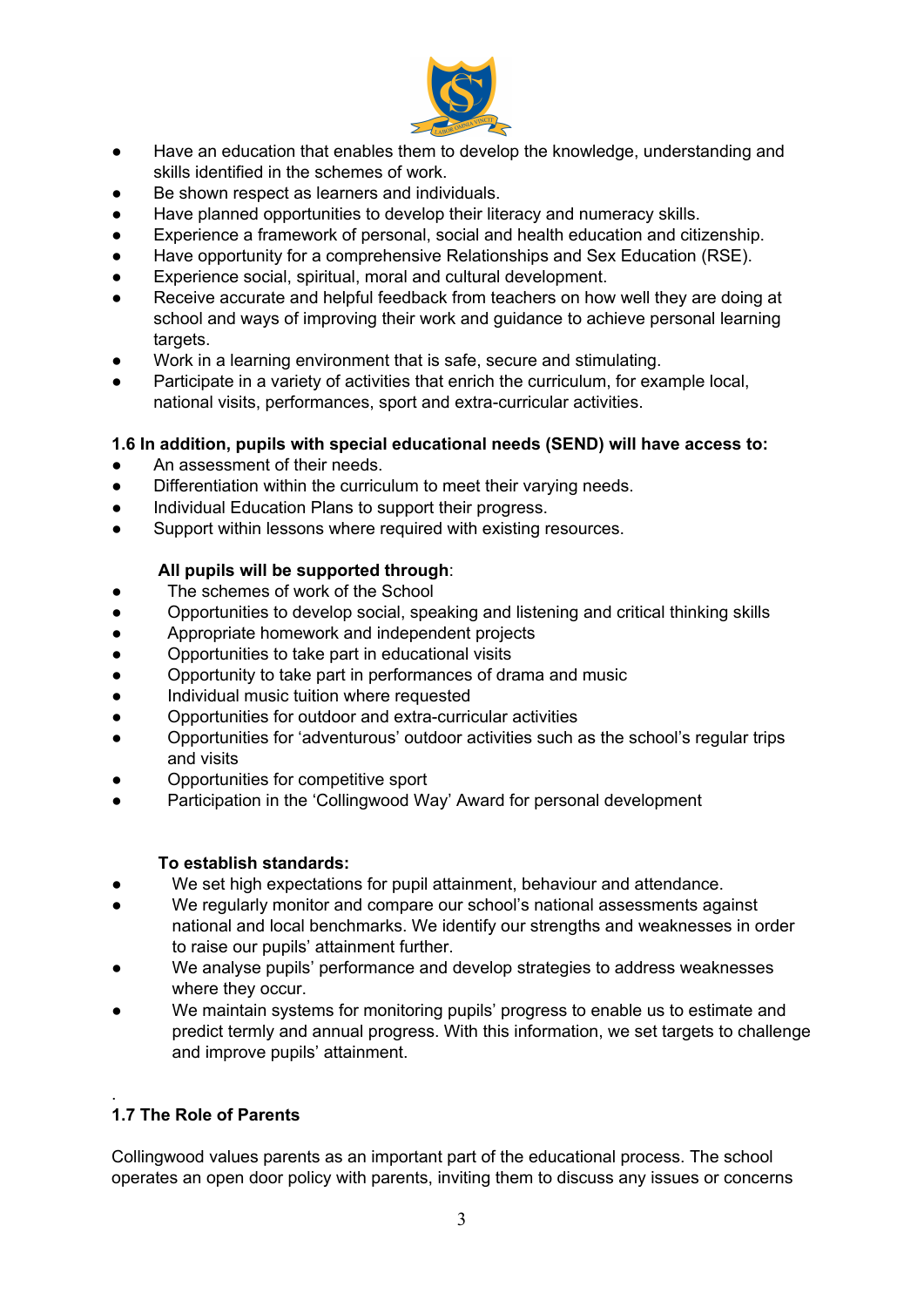- Have an education that enables them to develop the knowledge, understanding and skills identified in the schemes of work.
- Be shown respect as learners and individuals.
- Have planned opportunities to develop their literacy and numeracy skills.
- Experience a framework of personal, social and health education and citizenship.
- Have opportunity for a comprehensive Relationships and Sex Education (RSE).
- Experience social, spiritual, moral and cultural development.
- Receive accurate and helpful feedback from teachers on how well they are doing at school and ways of improving their work and guidance to achieve personal learning targets.
- Work in a learning environment that is safe, secure and stimulating.
- Participate in a variety of activities that enrich the curriculum, for example local, national visits, performances, sport and extra-curricular activities.

**1.6 In addition, pupils with special educational needs (SEND) will have access to:**

- An assessment of their needs.
- Differentiation within the curriculum to meet their varying needs.
- Individual Education Plans to support their progress.
- Support within lessons where required with existing resources.

**All pupils will be supported through**:

- The schemes of work of the School
- Opportunities to develop social, speaking and listening and critical thinking skills
- Appropriate homework and independent projects
- Opportunities to take part in educational visits
- Opportunity to take part in performances of drama and music
- Individual music tuition where requested
- Opportunities for outdoor and extra-curricular activities
- Opportunities for 'adventurous' outdoor activities such as the school's regular trips and visits
- Opportunities for competitive sport
- Participation in the 'Collingwood Way' Award for personal development

**To establish standards:**

- We set high expectations for pupil attainment, behaviour and attendance.
- We regularly monitor and compare our school's national assessments against national and local benchmarks. We identify our strengths and weaknesses in order to raise our pupils' attainment further.
- We analyse pupils' performance and develop strategies to address weaknesses where they occur.
- We maintain systems for monitoring pupils' progress to enable us to estimate and predict termly and annual progress. With this information, we set targets to challenge and improve pupils' attainment.

.

**1.7 The Role of Parents**

Collingwood values parents as an important part of the educational process. The school operates an open door policy with parents, inviting them to discuss any issues or concerns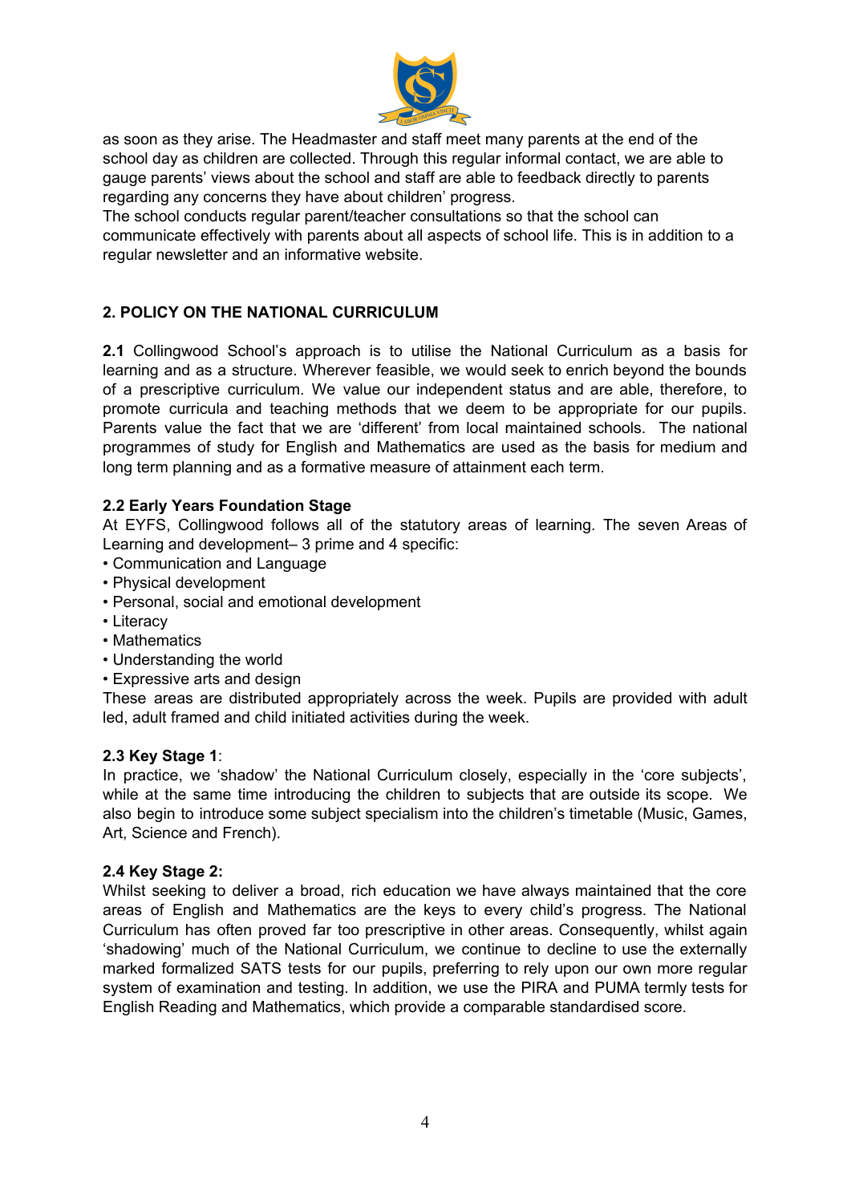as soon as they arise. The Headmaster and staff meet many parents at the end of the school day as children are collected. Through this regular informal contact, we are able to gauge parents' views about the school and staff are able to feedback directly to parents regarding any concerns they have about children' progress.
The school conducts regular parent/teacher consultations so that the school can communicate effectively with parents about all aspects of school life. This is in addition to a regular newsletter and an informative website.

## 2. POLICY ON THE NATIONAL CURRICULUM

**2.1** Collingwood School's approach is to utilise the National Curriculum as a basis for learning and as a structure. Wherever feasible, we would seek to enrich beyond the bounds of a prescriptive curriculum. We value our independent status and are able, therefore, to promote curricula and teaching methods that we deem to be appropriate for our pupils. Parents value the fact that we are 'different' from local maintained schools. The national programmes of study for English and Mathematics are used as the basis for medium and long term planning and as a formative measure of attainment each term.

### 2.2 Early Years Foundation Stage

At EYFS, Collingwood follows all of the statutory areas of learning. The seven Areas of Learning and development– 3 prime and 4 specific:

- Communication and Language
- Physical development
- Personal, social and emotional development
- Literacy
- Mathematics
- Understanding the world
- Expressive arts and design

These areas are distributed appropriately across the week. Pupils are provided with adult led, adult framed and child initiated activities during the week.

### 2.3 Key Stage 1:

In practice, we 'shadow' the National Curriculum closely, especially in the 'core subjects', while at the same time introducing the children to subjects that are outside its scope. We also begin to introduce some subject specialism into the children's timetable (Music, Games, Art, Science and French).

### 2.4 Key Stage 2:

Whilst seeking to deliver a broad, rich education we have always maintained that the core areas of English and Mathematics are the keys to every child's progress. The National Curriculum has often proved far too prescriptive in other areas. Consequently, whilst again 'shadowing' much of the National Curriculum, we continue to decline to use the externally marked formalized SATS tests for our pupils, preferring to rely upon our own more regular system of examination and testing. In addition, we use the PIRA and PUMA termly tests for English Reading and Mathematics, which provide a comparable standardised score.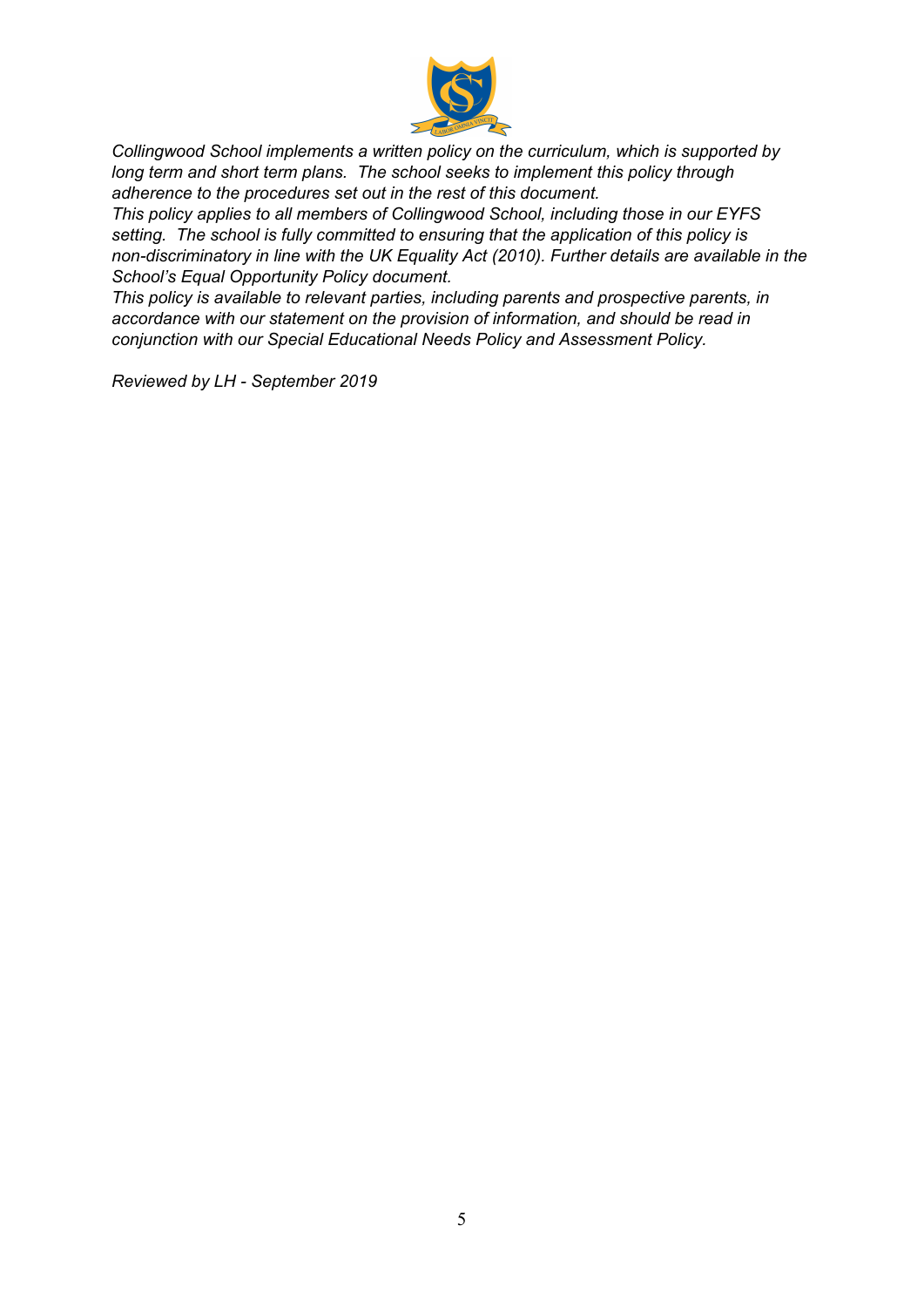*Collingwood School implements a written policy on the curriculum, which is supported by long term and short term plans. The school seeks to implement this policy through adherence to the procedures set out in the rest of this document.*
*This policy applies to all members of Collingwood School, including those in our EYFS setting. The school is fully committed to ensuring that the application of this policy is non-discriminatory in line with the UK Equality Act (2010). Further details are available in the School's Equal Opportunity Policy document.*
*This policy is available to relevant parties, including parents and prospective parents, in accordance with our statement on the provision of information, and should be read in conjunction with our Special Educational Needs Policy and Assessment Policy.*

*Reviewed by LH - September 2019*